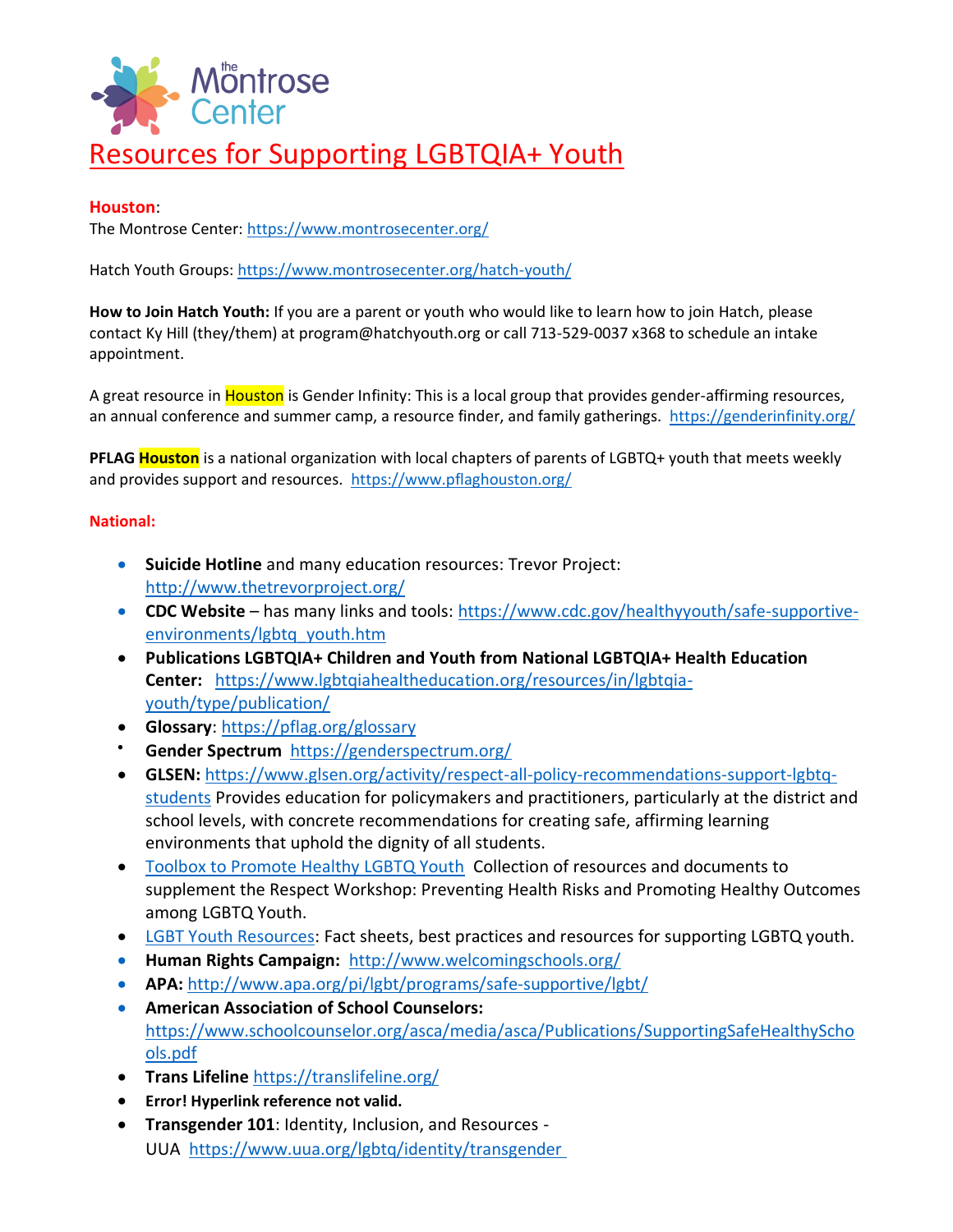# Resources for Supporting LGBTQIA+ Youth

**Houston**:

The Montrose Center: https://www.montrosecenter.org/

Hatch Youth Groups: https://www.montrosecenter.org/hatch-youth/

**How to Join Hatch Youth:** If you are a parent or youth who would like to learn how to join Hatch, please contact Ky Hill (they/them) at program@hatchyouth.org or call 713-529-0037 x368 to schedule an intake appointment.

A great resource in Houston is Gender Infinity: This is a local group that provides gender-affirming resources, an annual conference and summer camp, a resource finder, and family gatherings. https://genderinfinity.org/

**PFLAG Houston** is a national organization with local chapters of parents of LGBTQ+ youth that meets weekly and provides support and resources. https://www.pflaghouston.org/

**National:**

- **Suicide Hotline** and many education resources: Trevor Project: http://www.thetrevorproject.org/
- **CDC Website** – has many links and tools: https://www.cdc.gov/healthyyouth/safe-supportive-environments/lgbtq_youth.htm
- **Publications LGBTQIA+ Children and Youth from National LGBTQIA+ Health Education Center:** https://www.lgbtqiahealtheducation.org/resources/in/lgbtqia-youth/type/publication/
- **Glossary**: https://pflag.org/glossary
- **Gender Spectrum** https://genderspectrum.org/
- **GLSEN:** https://www.glsen.org/activity/respect-all-policy-recommendations-support-lgbtq-students Provides education for policymakers and practitioners, particularly at the district and school levels, with concrete recommendations for creating safe, affirming learning environments that uphold the dignity of all students.
- Toolbox to Promote Healthy LGBTQ Youth Collection of resources and documents to supplement the Respect Workshop: Preventing Health Risks and Promoting Healthy Outcomes among LGBTQ Youth.
- LGBT Youth Resources: Fact sheets, best practices and resources for supporting LGBTQ youth.
- **Human Rights Campaign:** http://www.welcomingschools.org/
- **APA:** http://www.apa.org/pi/lgbt/programs/safe-supportive/lgbt/
- **American Association of School Counselors:** https://www.schoolcounselor.org/asca/media/asca/Publications/SupportingSafeHealthySchools.pdf
- **Trans Lifeline** https://translifeline.org/
- **Error! Hyperlink reference not valid.**
- **Transgender 101**: Identity, Inclusion, and Resources - UUA https://www.uua.org/lgbtq/identity/transgender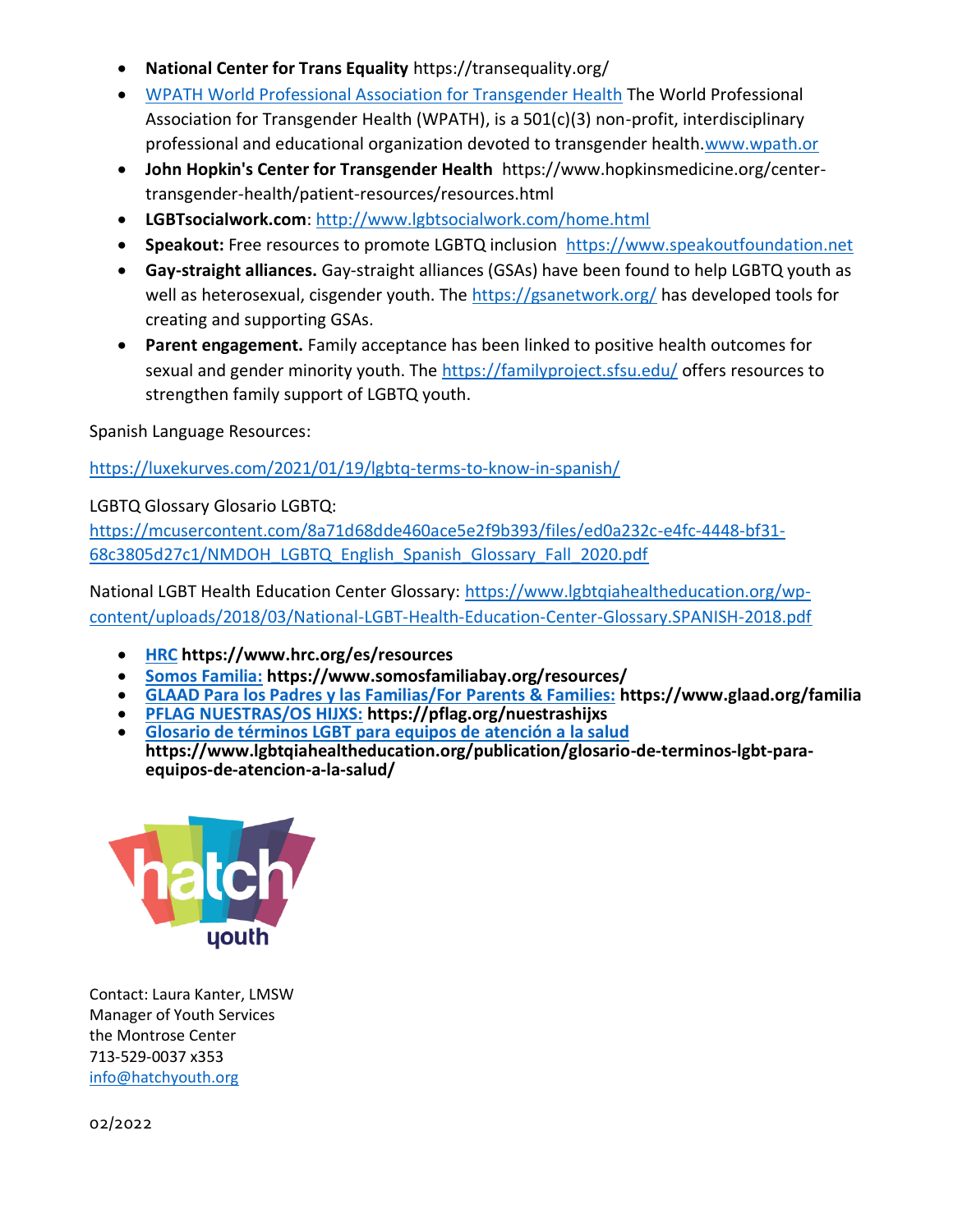- **National Center for Trans Equality** https://transequality.org/
- WPATH World Professional Association for Transgender Health The World Professional Association for Transgender Health (WPATH), is a 501(c)(3) non-profit, interdisciplinary professional and educational organization devoted to transgender health.www.wpath.or
- **John Hopkin's Center for Transgender Health** https://www.hopkinsmedicine.org/center-transgender-health/patient-resources/resources.html
- **LGBTsocialwork.com**: http://www.lgbtsocialwork.com/home.html
- **Speakout:** Free resources to promote LGBTQ inclusion https://www.speakoutfoundation.net
- **Gay-straight alliances.** Gay-straight alliances (GSAs) have been found to help LGBTQ youth as well as heterosexual, cisgender youth. The https://gsanetwork.org/ has developed tools for creating and supporting GSAs.
- **Parent engagement.** Family acceptance has been linked to positive health outcomes for sexual and gender minority youth. The https://familyproject.sfsu.edu/ offers resources to strengthen family support of LGBTQ youth.

Spanish Language Resources:

https://luxekurves.com/2021/01/19/lgbtq-terms-to-know-in-spanish/

LGBTQ Glossary Glosario LGBTQ:
https://mcusercontent.com/8a71d68dde460ace5e2f9b393/files/ed0a232c-e4fc-4448-bf31-68c3805d27c1/NMDOH_LGBTQ_English_Spanish_Glossary_Fall_2020.pdf

National LGBT Health Education Center Glossary: https://www.lgbtqiahealtheducation.org/wp-content/uploads/2018/03/National-LGBT-Health-Education-Center-Glossary.SPANISH-2018.pdf

- **HRC https://www.hrc.org/es/resources**
- **Somos Familia: https://www.somosfamiliabay.org/resources/**
- **GLAAD Para los Padres y las Familias/For Parents & Families: https://www.glaad.org/familia**
- **PFLAG NUESTRAS/OS HIJXS: https://pflag.org/nuestrashijxs**
- **Glosario de términos LGBT para equipos de atención a la salud https://www.lgbtqiahealtheducation.org/publication/glosario-de-terminos-lgbt-para-equipos-de-atencion-a-la-salud/**

hatch youth

Contact: Laura Kanter, LMSW
Manager of Youth Services
the Montrose Center
713-529-0037 x353
info@hatchyouth.org

02/2022